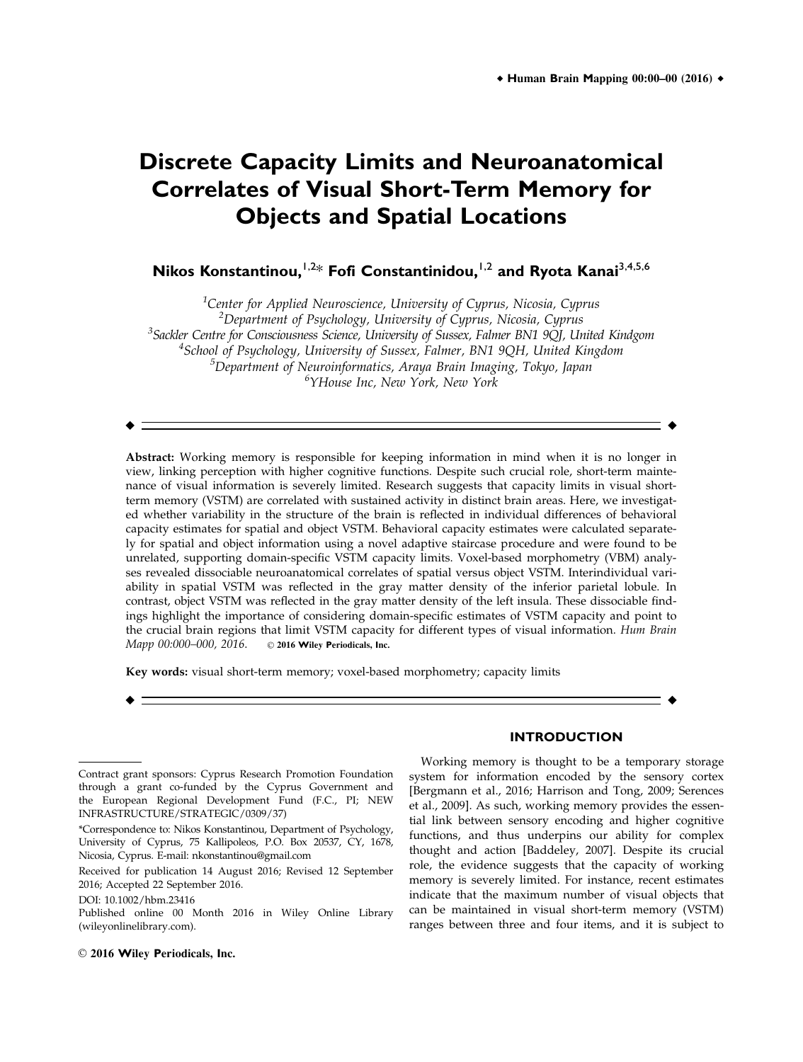# Discrete Capacity Limits and Neuroanatomical Correlates of Visual Short-Term Memory for Objects and Spatial Locations

**Nikos Konstantinou,[1,2]* Fofi Constantinidou,[1,2] and Ryota Kanai[3,4,5,6]**

[1]*Center for Applied Neuroscience, University of Cyprus, Nicosia, Cyprus*
[2]*Department of Psychology, University of Cyprus, Nicosia, Cyprus*
[3]*Sackler Centre for Consciousness Science, University of Sussex, Falmer BN1 9QJ, United Kindgom*
[4]*School of Psychology, University of Sussex, Falmer, BN1 9QH, United Kingdom*
[5]*Department of Neuroinformatics, Araya Brain Imaging, Tokyo, Japan*
[6]*YHouse Inc, New York, New York*

---

**Abstract:** Working memory is responsible for keeping information in mind when it is no longer in view, linking perception with higher cognitive functions. Despite such crucial role, short-term maintenance of visual information is severely limited. Research suggests that capacity limits in visual short-term memory (VSTM) are correlated with sustained activity in distinct brain areas. Here, we investigated whether variability in the structure of the brain is reflected in individual differences of behavioral capacity estimates for spatial and object VSTM. Behavioral capacity estimates were calculated separately for spatial and object information using a novel adaptive staircase procedure and were found to be unrelated, supporting domain-specific VSTM capacity limits. Voxel-based morphometry (VBM) analyses revealed dissociable neuroanatomical correlates of spatial versus object VSTM. Interindividual variability in spatial VSTM was reflected in the gray matter density of the inferior parietal lobule. In contrast, object VSTM was reflected in the gray matter density of the left insula. These dissociable findings highlight the importance of considering domain-specific estimates of VSTM capacity and point to the crucial brain regions that limit VSTM capacity for different types of visual information. *Hum Brain Mapp 00:000–000, 2016.* © **2016 Wiley Periodicals, Inc.**

**Key words:** visual short-term memory; voxel-based morphometry; capacity limits

---

Contract grant sponsors: Cyprus Research Promotion Foundation through a grant co-funded by the Cyprus Government and the European Regional Development Fund (F.C., PI; NEW INFRASTRUCTURE/STRATEGIC/0309/37)

*Correspondence to: Nikos Konstantinou, Department of Psychology, University of Cyprus, 75 Kallipoleos, P.O. Box 20537, CY, 1678, Nicosia, Cyprus. E-mail: nkonstantinou@gmail.com

Received for publication 14 August 2016; Revised 12 September 2016; Accepted 22 September 2016.

DOI: 10.1002/hbm.23416

Published online 00 Month 2016 in Wiley Online Library (wileyonlinelibrary.com).

© 2016 Wiley Periodicals, Inc.

## INTRODUCTION

Working memory is thought to be a temporary storage system for information encoded by the sensory cortex [Bergmann et al., 2016; Harrison and Tong, 2009; Serences et al., 2009]. As such, working memory provides the essential link between sensory encoding and higher cognitive functions, and thus underpins our ability for complex thought and action [Baddeley, 2007]. Despite its crucial role, the evidence suggests that the capacity of working memory is severely limited. For instance, recent estimates indicate that the maximum number of visual objects that can be maintained in visual short-term memory (VSTM) ranges between three and four items, and it is subject to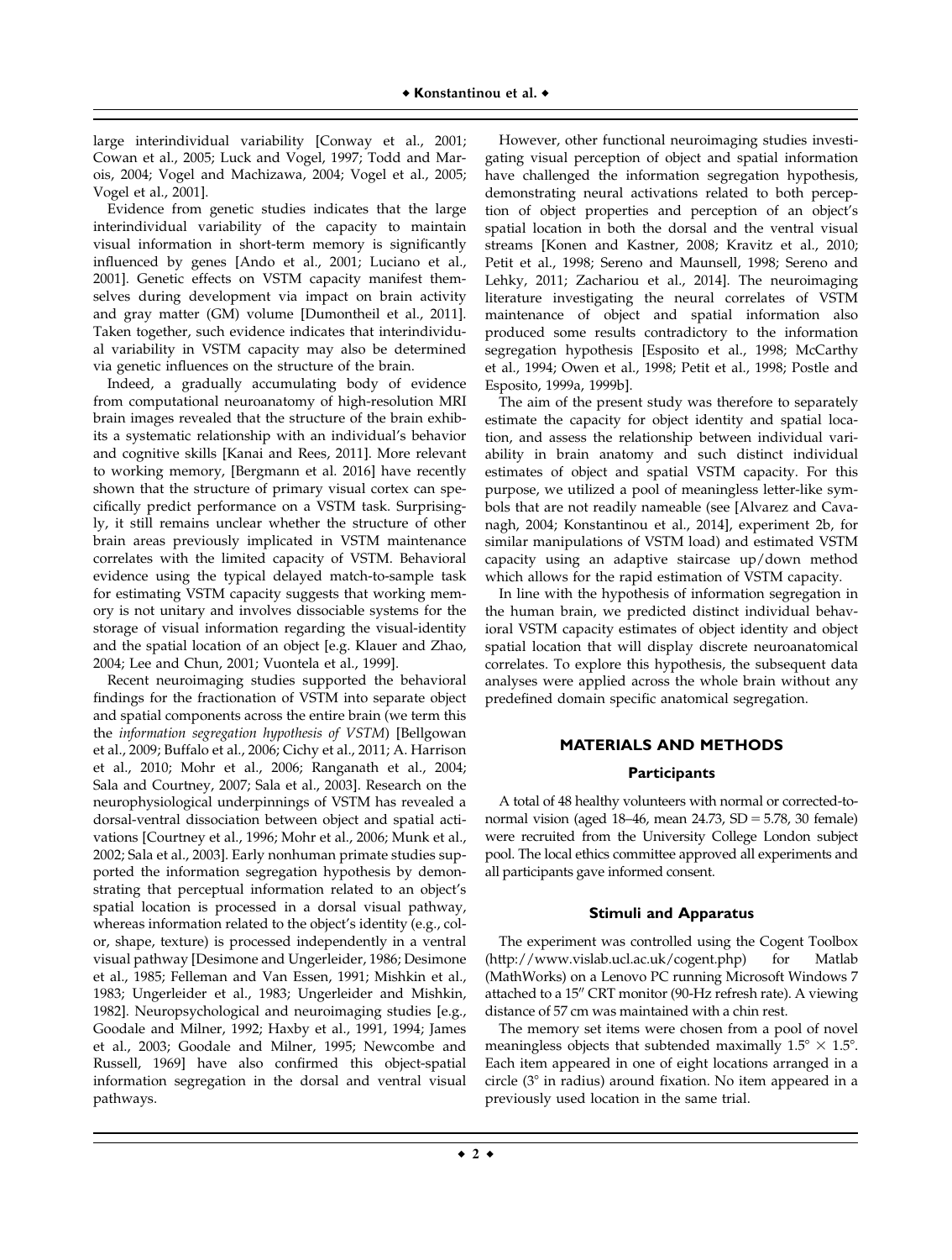large interindividual variability [Conway et al., 2001; Cowan et al., 2005; Luck and Vogel, 1997; Todd and Marois, 2004; Vogel and Machizawa, 2004; Vogel et al., 2005; Vogel et al., 2001].

Evidence from genetic studies indicates that the large interindividual variability of the capacity to maintain visual information in short-term memory is significantly influenced by genes [Ando et al., 2001; Luciano et al., 2001]. Genetic effects on VSTM capacity manifest themselves during development via impact on brain activity and gray matter (GM) volume [Dumontheil et al., 2011]. Taken together, such evidence indicates that interindividual variability in VSTM capacity may also be determined via genetic influences on the structure of the brain.

Indeed, a gradually accumulating body of evidence from computational neuroanatomy of high-resolution MRI brain images revealed that the structure of the brain exhibits a systematic relationship with an individual's behavior and cognitive skills [Kanai and Rees, 2011]. More relevant to working memory, [Bergmann et al. 2016] have recently shown that the structure of primary visual cortex can specifically predict performance on a VSTM task. Surprisingly, it still remains unclear whether the structure of other brain areas previously implicated in VSTM maintenance correlates with the limited capacity of VSTM. Behavioral evidence using the typical delayed match-to-sample task for estimating VSTM capacity suggests that working memory is not unitary and involves dissociable systems for the storage of visual information regarding the visual-identity and the spatial location of an object [e.g. Klauer and Zhao, 2004; Lee and Chun, 2001; Vuontela et al., 1999].

Recent neuroimaging studies supported the behavioral findings for the fractionation of VSTM into separate object and spatial components across the entire brain (we term this the *information segregation hypothesis of VSTM*) [Bellgowan et al., 2009; Buffalo et al., 2006; Cichy et al., 2011; A. Harrison et al., 2010; Mohr et al., 2006; Ranganath et al., 2004; Sala and Courtney, 2007; Sala et al., 2003]. Research on the neurophysiological underpinnings of VSTM has revealed a dorsal-ventral dissociation between object and spatial activations [Courtney et al., 1996; Mohr et al., 2006; Munk et al., 2002; Sala et al., 2003]. Early nonhuman primate studies supported the information segregation hypothesis by demonstrating that perceptual information related to an object's spatial location is processed in a dorsal visual pathway, whereas information related to the object's identity (e.g., color, shape, texture) is processed independently in a ventral visual pathway [Desimone and Ungerleider, 1986; Desimone et al., 1985; Felleman and Van Essen, 1991; Mishkin et al., 1983; Ungerleider et al., 1983; Ungerleider and Mishkin, 1982]. Neuropsychological and neuroimaging studies [e.g., Goodale and Milner, 1992; Haxby et al., 1991, 1994; James et al., 2003; Goodale and Milner, 1995; Newcombe and Russell, 1969] have also confirmed this object-spatial information segregation in the dorsal and ventral visual pathways.

However, other functional neuroimaging studies investigating visual perception of object and spatial information have challenged the information segregation hypothesis, demonstrating neural activations related to both perception of object properties and perception of an object's spatial location in both the dorsal and the ventral visual streams [Konen and Kastner, 2008; Kravitz et al., 2010; Petit et al., 1998; Sereno and Maunsell, 1998; Sereno and Lehky, 2011; Zachariou et al., 2014]. The neuroimaging literature investigating the neural correlates of VSTM maintenance of object and spatial information also produced some results contradictory to the information segregation hypothesis [Esposito et al., 1998; McCarthy et al., 1994; Owen et al., 1998; Petit et al., 1998; Postle and Esposito, 1999a, 1999b].

The aim of the present study was therefore to separately estimate the capacity for object identity and spatial location, and assess the relationship between individual variability in brain anatomy and such distinct individual estimates of object and spatial VSTM capacity. For this purpose, we utilized a pool of meaningless letter-like symbols that are not readily nameable (see [Alvarez and Cavanagh, 2004; Konstantinou et al., 2014], experiment 2b, for similar manipulations of VSTM load) and estimated VSTM capacity using an adaptive staircase up/down method which allows for the rapid estimation of VSTM capacity.

In line with the hypothesis of information segregation in the human brain, we predicted distinct individual behavioral VSTM capacity estimates of object identity and object spatial location that will display discrete neuroanatomical correlates. To explore this hypothesis, the subsequent data analyses were applied across the whole brain without any predefined domain specific anatomical segregation.

## MATERIALS AND METHODS

### Participants

A total of 48 healthy volunteers with normal or corrected-to-normal vision (aged 18–46, mean 24.73, SD = 5.78, 30 female) were recruited from the University College London subject pool. The local ethics committee approved all experiments and all participants gave informed consent.

### Stimuli and Apparatus

The experiment was controlled using the Cogent Toolbox (http://www.vislab.ucl.ac.uk/cogent.php) for Matlab (MathWorks) on a Lenovo PC running Microsoft Windows 7 attached to a 15″ CRT monitor (90-Hz refresh rate). A viewing distance of 57 cm was maintained with a chin rest.

The memory set items were chosen from a pool of novel meaningless objects that subtended maximally $1.5° \times 1.5°$. Each item appeared in one of eight locations arranged in a circle (3° in radius) around fixation. No item appeared in a previously used location in the same trial.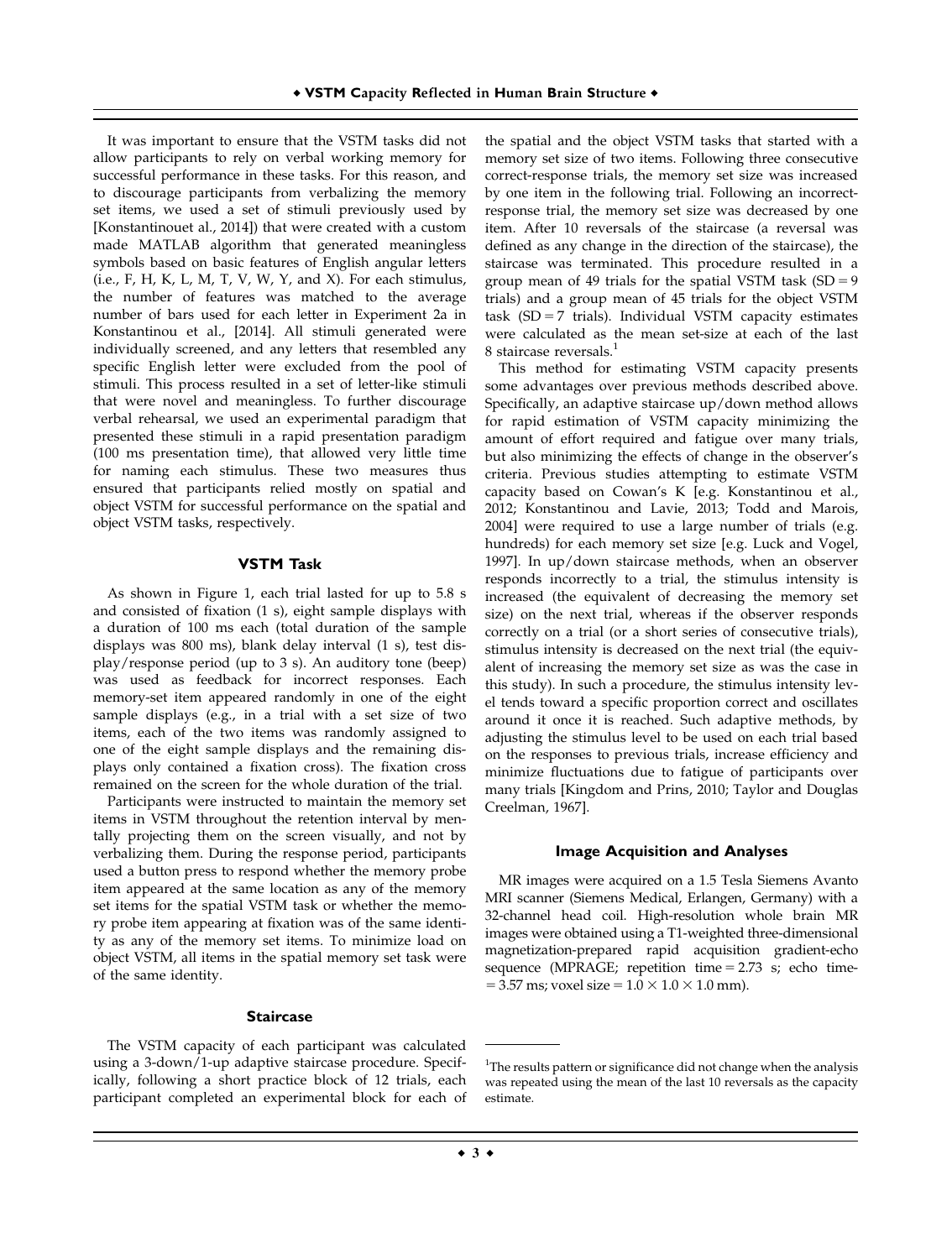It was important to ensure that the VSTM tasks did not allow participants to rely on verbal working memory for successful performance in these tasks. For this reason, and to discourage participants from verbalizing the memory set items, we used a set of stimuli previously used by [Konstantinouet al., 2014]) that were created with a custom made MATLAB algorithm that generated meaningless symbols based on basic features of English angular letters (i.e., F, H, K, L, M, T, V, W, Y, and X). For each stimulus, the number of features was matched to the average number of bars used for each letter in Experiment 2a in Konstantinou et al., [2014]. All stimuli generated were individually screened, and any letters that resembled any specific English letter were excluded from the pool of stimuli. This process resulted in a set of letter-like stimuli that were novel and meaningless. To further discourage verbal rehearsal, we used an experimental paradigm that presented these stimuli in a rapid presentation paradigm (100 ms presentation time), that allowed very little time for naming each stimulus. These two measures thus ensured that participants relied mostly on spatial and object VSTM for successful performance on the spatial and object VSTM tasks, respectively.

### VSTM Task

As shown in Figure 1, each trial lasted for up to 5.8 s and consisted of fixation (1 s), eight sample displays with a duration of 100 ms each (total duration of the sample displays was 800 ms), blank delay interval (1 s), test display/response period (up to 3 s). An auditory tone (beep) was used as feedback for incorrect responses. Each memory-set item appeared randomly in one of the eight sample displays (e.g., in a trial with a set size of two items, each of the two items was randomly assigned to one of the eight sample displays and the remaining displays only contained a fixation cross). The fixation cross remained on the screen for the whole duration of the trial.

Participants were instructed to maintain the memory set items in VSTM throughout the retention interval by mentally projecting them on the screen visually, and not by verbalizing them. During the response period, participants used a button press to respond whether the memory probe item appeared at the same location as any of the memory set items for the spatial VSTM task or whether the memory probe item appearing at fixation was of the same identity as any of the memory set items. To minimize load on object VSTM, all items in the spatial memory set task were of the same identity.

### Staircase

The VSTM capacity of each participant was calculated using a 3-down/1-up adaptive staircase procedure. Specifically, following a short practice block of 12 trials, each participant completed an experimental block for each of the spatial and the object VSTM tasks that started with a memory set size of two items. Following three consecutive correct-response trials, the memory set size was increased by one item in the following trial. Following an incorrect-response trial, the memory set size was decreased by one item. After 10 reversals of the staircase (a reversal was defined as any change in the direction of the staircase), the staircase was terminated. This procedure resulted in a group mean of 49 trials for the spatial VSTM task (SD = 9 trials) and a group mean of 45 trials for the object VSTM task (SD = 7 trials). Individual VSTM capacity estimates were calculated as the mean set-size at each of the last 8 staircase reversals.[1]

This method for estimating VSTM capacity presents some advantages over previous methods described above. Specifically, an adaptive staircase up/down method allows for rapid estimation of VSTM capacity minimizing the amount of effort required and fatigue over many trials, but also minimizing the effects of change in the observer's criteria. Previous studies attempting to estimate VSTM capacity based on Cowan's K [e.g. Konstantinou et al., 2012; Konstantinou and Lavie, 2013; Todd and Marois, 2004] were required to use a large number of trials (e.g. hundreds) for each memory set size [e.g. Luck and Vogel, 1997]. In up/down staircase methods, when an observer responds incorrectly to a trial, the stimulus intensity is increased (the equivalent of decreasing the memory set size) on the next trial, whereas if the observer responds correctly on a trial (or a short series of consecutive trials), stimulus intensity is decreased on the next trial (the equivalent of increasing the memory set size as was the case in this study). In such a procedure, the stimulus intensity level tends toward a specific proportion correct and oscillates around it once it is reached. Such adaptive methods, by adjusting the stimulus level to be used on each trial based on the responses to previous trials, increase efficiency and minimize fluctuations due to fatigue of participants over many trials [Kingdom and Prins, 2010; Taylor and Douglas Creelman, 1967].

### Image Acquisition and Analyses

MR images were acquired on a 1.5 Tesla Siemens Avanto MRI scanner (Siemens Medical, Erlangen, Germany) with a 32-channel head coil. High-resolution whole brain MR images were obtained using a T1-weighted three-dimensional magnetization-prepared rapid acquisition gradient-echo sequence (MPRAGE; repetition time = 2.73 s; echo time = 3.57 ms; voxel size = $1.0 \times 1.0 \times 1.0$ mm).

---

[1] The results pattern or significance did not change when the analysis was repeated using the mean of the last 10 reversals as the capacity estimate.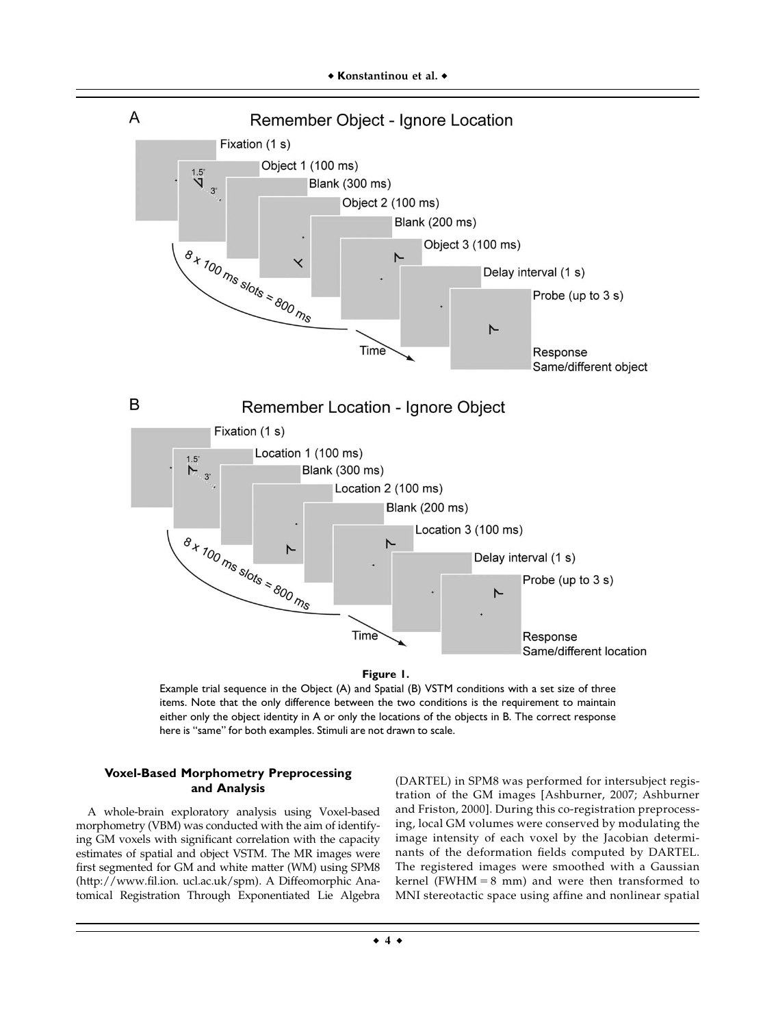**Figure 1.**

Example trial sequence in the Object (A) and Spatial (B) VSTM conditions with a set size of three items. Note that the only difference between the two conditions is the requirement to maintain either only the object identity in A or only the locations of the objects in B. The correct response here is "same" for both examples. Stimuli are not drawn to scale.

### Voxel-Based Morphometry Preprocessing and Analysis

A whole-brain exploratory analysis using Voxel-based morphometry (VBM) was conducted with the aim of identifying GM voxels with significant correlation with the capacity estimates of spatial and object VSTM. The MR images were first segmented for GM and white matter (WM) using SPM8 (http://www.fil.ion. ucl.ac.uk/spm). A Diffeomorphic Anatomical Registration Through Exponentiated Lie Algebra (DARTEL) in SPM8 was performed for intersubject registration of the GM images [Ashburner, 2007; Ashburner and Friston, 2000]. During this co-registration preprocessing, local GM volumes were conserved by modulating the image intensity of each voxel by the Jacobian determinants of the deformation fields computed by DARTEL. The registered images were smoothed with a Gaussian kernel (FWHM = 8 mm) and were then transformed to MNI stereotactic space using affine and nonlinear spatial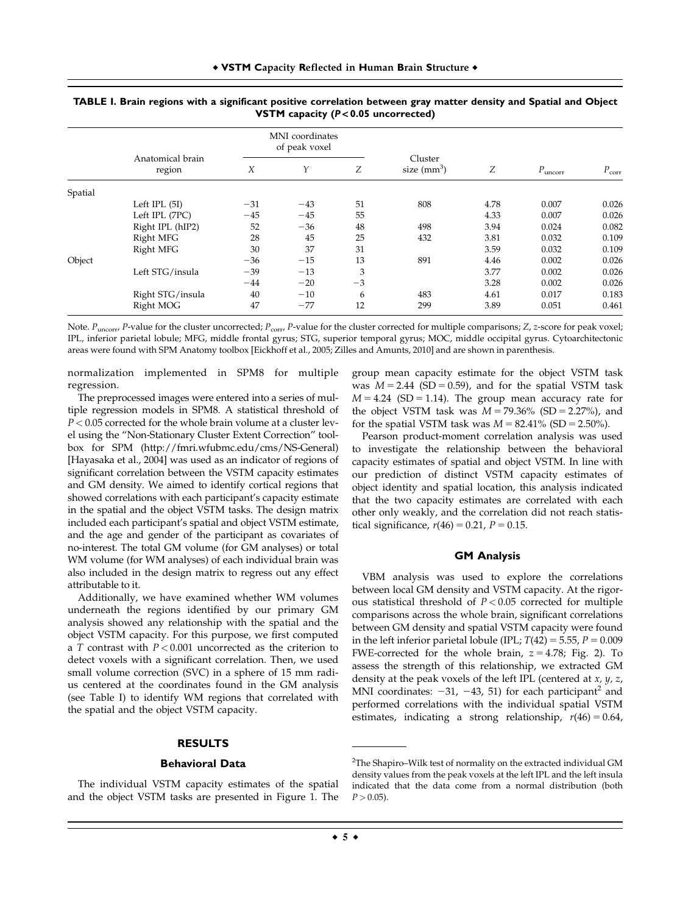**TABLE I. Brain regions with a significant positive correlation between gray matter density and Spatial and Object VSTM capacity ($P < 0.05$ uncorrected)**

| | Anatomical brain region | MNI coordinates of peak voxel | | | Cluster size ($mm^3$) | $Z$ | $P_{uncorr}$ | $P_{corr}$ |
|---|---|---|---|---|---|---|---|---|
| | | $X$ | $Y$ | $Z$ | | | | |
| Spatial | | | | | | | | |
| | Left IPL (5I) | −31 | −43 | 51 | 808 | 4.78 | 0.007 | 0.026 |
| | Left IPL (7PC) | −45 | −45 | 55 | | 4.33 | 0.007 | 0.026 |
| | Right IPL (hIP2) | 52 | −36 | 48 | 498 | 3.94 | 0.024 | 0.082 |
| | Right MFG | 28 | 45 | 25 | 432 | 3.81 | 0.032 | 0.109 |
| | Right MFG | 30 | 37 | 31 | | 3.59 | 0.032 | 0.109 |
| Object | | −36 | −15 | 13 | 891 | 4.46 | 0.002 | 0.026 |
| | Left STG/insula | −39 | −13 | 3 | | 3.77 | 0.002 | 0.026 |
| | | −44 | −20 | −3 | | 3.28 | 0.002 | 0.026 |
| | Right STG/insula | 40 | −10 | 6 | 483 | 4.61 | 0.017 | 0.183 |
| | Right MOG | 47 | −77 | 12 | 299 | 3.89 | 0.051 | 0.461 |

Note. $P_{uncorr}$, $P$-value for the cluster uncorrected; $P_{corr}$, $P$-value for the cluster corrected for multiple comparisons; $Z$, $z$-score for peak voxel; IPL, inferior parietal lobule; MFG, middle frontal gyrus; STG, superior temporal gyrus; MOC, middle occipital gyrus. Cytoarchitectonic areas were found with SPM Anatomy toolbox [Eickhoff et al., 2005; Zilles and Amunts, 2010] and are shown in parenthesis.

normalization implemented in SPM8 for multiple regression.

The preprocessed images were entered into a series of multiple regression models in SPM8. A statistical threshold of $P < 0.05$ corrected for the whole brain volume at a cluster level using the "Non-Stationary Cluster Extent Correction" toolbox for SPM (http://fmri.wfubmc.edu/cms/NS-General) [Hayasaka et al., 2004] was used as an indicator of regions of significant correlation between the VSTM capacity estimates and GM density. We aimed to identify cortical regions that showed correlations with each participant's capacity estimate in the spatial and the object VSTM tasks. The design matrix included each participant's spatial and object VSTM estimate, and the age and gender of the participant as covariates of no-interest. The total GM volume (for GM analyses) or total WM volume (for WM analyses) of each individual brain was also included in the design matrix to regress out any effect attributable to it.

Additionally, we have examined whether WM volumes underneath the regions identified by our primary GM analysis showed any relationship with the spatial and the object VSTM capacity. For this purpose, we first computed a $T$ contrast with $P < 0.001$ uncorrected as the criterion to detect voxels with a significant correlation. Then, we used small volume correction (SVC) in a sphere of 15 mm radius centered at the coordinates found in the GM analysis (see Table I) to identify WM regions that correlated with the spatial and the object VSTM capacity.

## RESULTS

### Behavioral Data

The individual VSTM capacity estimates of the spatial and the object VSTM tasks are presented in Figure 1. The group mean capacity estimate for the object VSTM task was $M = 2.44$ (SD = 0.59), and for the spatial VSTM task $M = 4.24$ (SD = 1.14). The group mean accuracy rate for the object VSTM task was $M = 79.36\%$ (SD = 2.27%), and for the spatial VSTM task was $M = 82.41\%$ (SD = 2.50%).

Pearson product-moment correlation analysis was used to investigate the relationship between the behavioral capacity estimates of spatial and object VSTM. In line with our prediction of distinct VSTM capacity estimates of object identity and spatial location, this analysis indicated that the two capacity estimates are correlated with each other only weakly, and the correlation did not reach statistical significance, $r(46) = 0.21$, $P = 0.15$.

### GM Analysis

VBM analysis was used to explore the correlations between local GM density and VSTM capacity. At the rigorous statistical threshold of $P < 0.05$ corrected for multiple comparisons across the whole brain, significant correlations between GM density and spatial VSTM capacity were found in the left inferior parietal lobule (IPL; $T(42) = 5.55$, $P = 0.009$ FWE-corrected for the whole brain, $z = 4.78$; Fig. 2). To assess the strength of this relationship, we extracted GM density at the peak voxels of the left IPL (centered at $x$, $y$, $z$, MNI coordinates: −31, −43, 51) for each participant[2] and performed correlations with the individual spatial VSTM estimates, indicating a strong relationship, $r(46) = 0.64$,

[2]The Shapiro–Wilk test of normality on the extracted individual GM density values from the peak voxels at the left IPL and the left insula indicated that the data come from a normal distribution (both $P > 0.05$).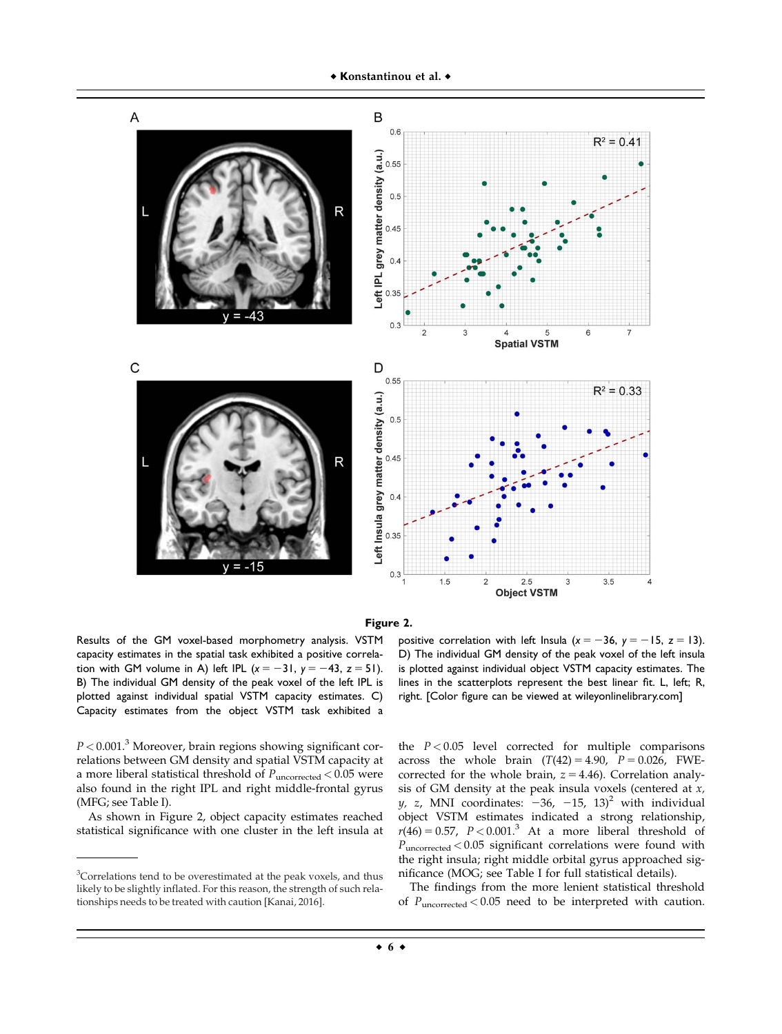**Figure 2.**

Results of the GM voxel-based morphometry analysis. VSTM capacity estimates in the spatial task exhibited a positive correlation with GM volume in A) left IPL ($x = -31$, $y = -43$, $z = 51$). B) The individual GM density of the peak voxel of the left IPL is plotted against individual spatial VSTM capacity estimates. C) Capacity estimates from the object VSTM task exhibited a positive correlation with left Insula ($x = -36$, $y = -15$, $z = 13$). D) The individual GM density of the peak voxel of the left insula is plotted against individual object VSTM capacity estimates. The lines in the scatterplots represent the best linear fit. L, left; R, right. [Color figure can be viewed at wileyonlinelibrary.com]

$P < 0.001$.[3] Moreover, brain regions showing significant correlations between GM density and spatial VSTM capacity at a more liberal statistical threshold of $P_{uncorrected} < 0.05$ were also found in the right IPL and right middle-frontal gyrus (MFG; see Table I).

As shown in Figure 2, object capacity estimates reached statistical significance with one cluster in the left insula at the $P < 0.05$ level corrected for multiple comparisons across the whole brain ($T(42) = 4.90$, $P = 0.026$, FWE-corrected for the whole brain, $z = 4.46$). Correlation analysis of GM density at the peak insula voxels (centered at $x$, $y$, $z$, MNI coordinates: $-36$, $-15$, $13)^2$ with individual object VSTM estimates indicated a strong relationship, $r(46) = 0.57$, $P < 0.001$.[3] At a more liberal threshold of $P_{uncorrected} < 0.05$ significant correlations were found with the right insula; right middle orbital gyrus approached significance (MOG; see Table I for full statistical details).

The findings from the more lenient statistical threshold of $P_{uncorrected} < 0.05$ need to be interpreted with caution.

[3] Correlations tend to be overestimated at the peak voxels, and thus likely to be slightly inflated. For this reason, the strength of such relationships needs to be treated with caution [Kanai, 2016].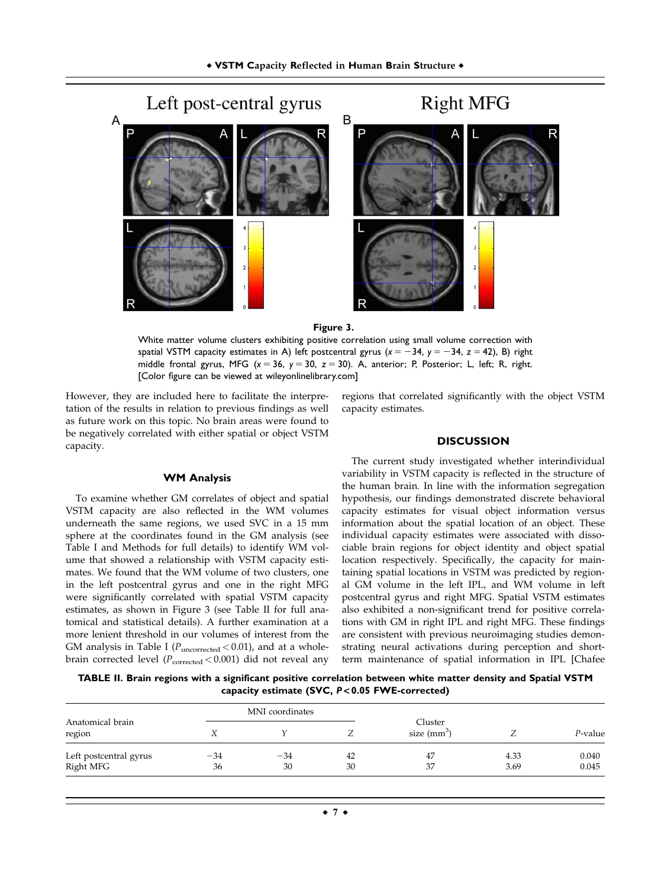**Figure 3.**

White matter volume clusters exhibiting positive correlation using small volume correction with spatial VSTM capacity estimates in A) left postcentral gyrus ($x = -34$, $y = -34$, $z = 42$), B) right middle frontal gyrus, MFG ($x = 36$, $y = 30$, $z = 30$). A, anterior; P, Posterior; L, left; R, right. [Color figure can be viewed at wileyonlinelibrary.com]

However, they are included here to facilitate the interpretation of the results in relation to previous findings as well as future work on this topic. No brain areas were found to be negatively correlated with either spatial or object VSTM capacity.

### WM Analysis

To examine whether GM correlates of object and spatial VSTM capacity are also reflected in the WM volumes underneath the same regions, we used SVC in a 15 mm sphere at the coordinates found in the GM analysis (see Table I and Methods for full details) to identify WM volume that showed a relationship with VSTM capacity estimates. We found that the WM volume of two clusters, one in the left postcentral gyrus and one in the right MFG were significantly correlated with spatial VSTM capacity estimates, as shown in Figure 3 (see Table II for full anatomical and statistical details). A further examination at a more lenient threshold in our volumes of interest from the GM analysis in Table I ($P_{\text{uncorrected}} < 0.01$), and at a whole-brain corrected level ($P_{\text{corrected}} < 0.001$) did not reveal any regions that correlated significantly with the object VSTM capacity estimates.

## DISCUSSION

The current study investigated whether interindividual variability in VSTM capacity is reflected in the structure of the human brain. In line with the information segregation hypothesis, our findings demonstrated discrete behavioral capacity estimates for visual object information versus information about the spatial location of an object. These individual capacity estimates were associated with dissociable brain regions for object identity and object spatial location respectively. Specifically, the capacity for maintaining spatial locations in VSTM was predicted by regional GM volume in the left IPL, and WM volume in left postcentral gyrus and right MFG. Spatial VSTM estimates also exhibited a non-significant trend for positive correlations with GM in right IPL and right MFG. These findings are consistent with previous neuroimaging studies demonstrating neural activations during perception and short-term maintenance of spatial information in IPL [Chafee

**TABLE II. Brain regions with a significant positive correlation between white matter density and Spatial VSTM capacity estimate (SVC, $P < 0.05$ FWE-corrected)**

| Anatomical brain region | MNI coordinates | | | Cluster size (mm³) | Z | P-value |
|---|---|---|---|---|---|---|
| | X | Y | Z | | | |
| Left postcentral gyrus | −34 | −34 | 42 | 47 | 4.33 | 0.040 |
| Right MFG | 36 | 30 | 30 | 37 | 3.69 | 0.045 |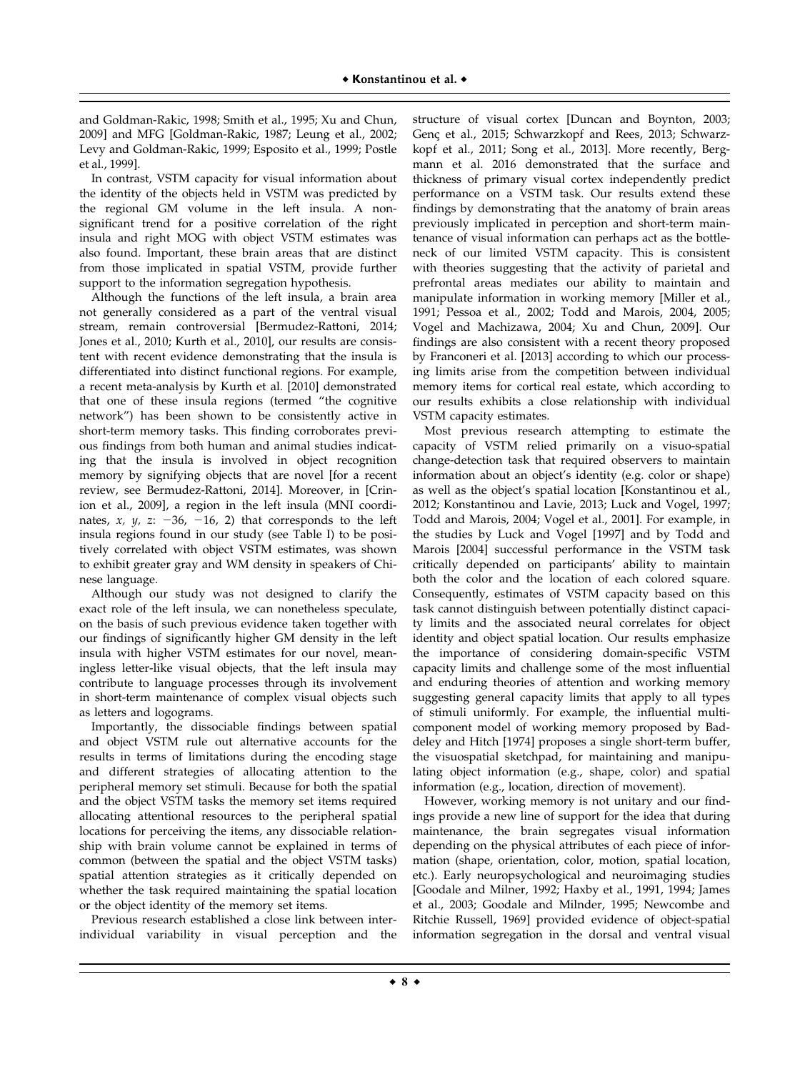and Goldman-Rakic, 1998; Smith et al., 1995; Xu and Chun, 2009] and MFG [Goldman-Rakic, 1987; Leung et al., 2002; Levy and Goldman-Rakic, 1999; Esposito et al., 1999; Postle et al., 1999].

In contrast, VSTM capacity for visual information about the identity of the objects held in VSTM was predicted by the regional GM volume in the left insula. A nonsignificant trend for a positive correlation of the right insula and right MOG with object VSTM estimates was also found. Important, these brain areas that are distinct from those implicated in spatial VSTM, provide further support to the information segregation hypothesis.

Although the functions of the left insula, a brain area not generally considered as a part of the ventral visual stream, remain controversial [Bermudez-Rattoni, 2014; Jones et al., 2010; Kurth et al., 2010], our results are consistent with recent evidence demonstrating that the insula is differentiated into distinct functional regions. For example, a recent meta-analysis by Kurth et al. [2010] demonstrated that one of these insula regions (termed "the cognitive network") has been shown to be consistently active in short-term memory tasks. This finding corroborates previous findings from both human and animal studies indicating that the insula is involved in object recognition memory by signifying objects that are novel [for a recent review, see Bermudez-Rattoni, 2014]. Moreover, in [Crinion et al., 2009], a region in the left insula (MNI coordinates, *x, y, z*: −36, −16, 2) that corresponds to the left insula regions found in our study (see Table I) to be positively correlated with object VSTM estimates, was shown to exhibit greater gray and WM density in speakers of Chinese language.

Although our study was not designed to clarify the exact role of the left insula, we can nonetheless speculate, on the basis of such previous evidence taken together with our findings of significantly higher GM density in the left insula with higher VSTM estimates for our novel, meaningless letter-like visual objects, that the left insula may contribute to language processes through its involvement in short-term maintenance of complex visual objects such as letters and logograms.

Importantly, the dissociable findings between spatial and object VSTM rule out alternative accounts for the results in terms of limitations during the encoding stage and different strategies of allocating attention to the peripheral memory set stimuli. Because for both the spatial and the object VSTM tasks the memory set items required allocating attentional resources to the peripheral spatial locations for perceiving the items, any dissociable relationship with brain volume cannot be explained in terms of common (between the spatial and the object VSTM tasks) spatial attention strategies as it critically depended on whether the task required maintaining the spatial location or the object identity of the memory set items.

Previous research established a close link between inter-individual variability in visual perception and the structure of visual cortex [Duncan and Boynton, 2003; Genç et al., 2015; Schwarzkopf and Rees, 2013; Schwarzkopf et al., 2011; Song et al., 2013]. More recently, Bergmann et al. 2016 demonstrated that the surface and thickness of primary visual cortex independently predict performance on a VSTM task. Our results extend these findings by demonstrating that the anatomy of brain areas previously implicated in perception and short-term maintenance of visual information can perhaps act as the bottleneck of our limited VSTM capacity. This is consistent with theories suggesting that the activity of parietal and prefrontal areas mediates our ability to maintain and manipulate information in working memory [Miller et al., 1991; Pessoa et al., 2002; Todd and Marois, 2004, 2005; Vogel and Machizawa, 2004; Xu and Chun, 2009]. Our findings are also consistent with a recent theory proposed by Franconeri et al. [2013] according to which our processing limits arise from the competition between individual memory items for cortical real estate, which according to our results exhibits a close relationship with individual VSTM capacity estimates.

Most previous research attempting to estimate the capacity of VSTM relied primarily on a visuo-spatial change-detection task that required observers to maintain information about an object's identity (e.g. color or shape) as well as the object's spatial location [Konstantinou et al., 2012; Konstantinou and Lavie, 2013; Luck and Vogel, 1997; Todd and Marois, 2004; Vogel et al., 2001]. For example, in the studies by Luck and Vogel [1997] and by Todd and Marois [2004] successful performance in the VSTM task critically depended on participants' ability to maintain both the color and the location of each colored square. Consequently, estimates of VSTM capacity based on this task cannot distinguish between potentially distinct capacity limits and the associated neural correlates for object identity and object spatial location. Our results emphasize the importance of considering domain-specific VSTM capacity limits and challenge some of the most influential and enduring theories of attention and working memory suggesting general capacity limits that apply to all types of stimuli uniformly. For example, the influential multi-component model of working memory proposed by Baddeley and Hitch [1974] proposes a single short-term buffer, the visuospatial sketchpad, for maintaining and manipulating object information (e.g., shape, color) and spatial information (e.g., location, direction of movement).

However, working memory is not unitary and our findings provide a new line of support for the idea that during maintenance, the brain segregates visual information depending on the physical attributes of each piece of information (shape, orientation, color, motion, spatial location, etc.). Early neuropsychological and neuroimaging studies [Goodale and Milner, 1992; Haxby et al., 1991, 1994; James et al., 2003; Goodale and Milnder, 1995; Newcombe and Ritchie Russell, 1969] provided evidence of object-spatial information segregation in the dorsal and ventral visual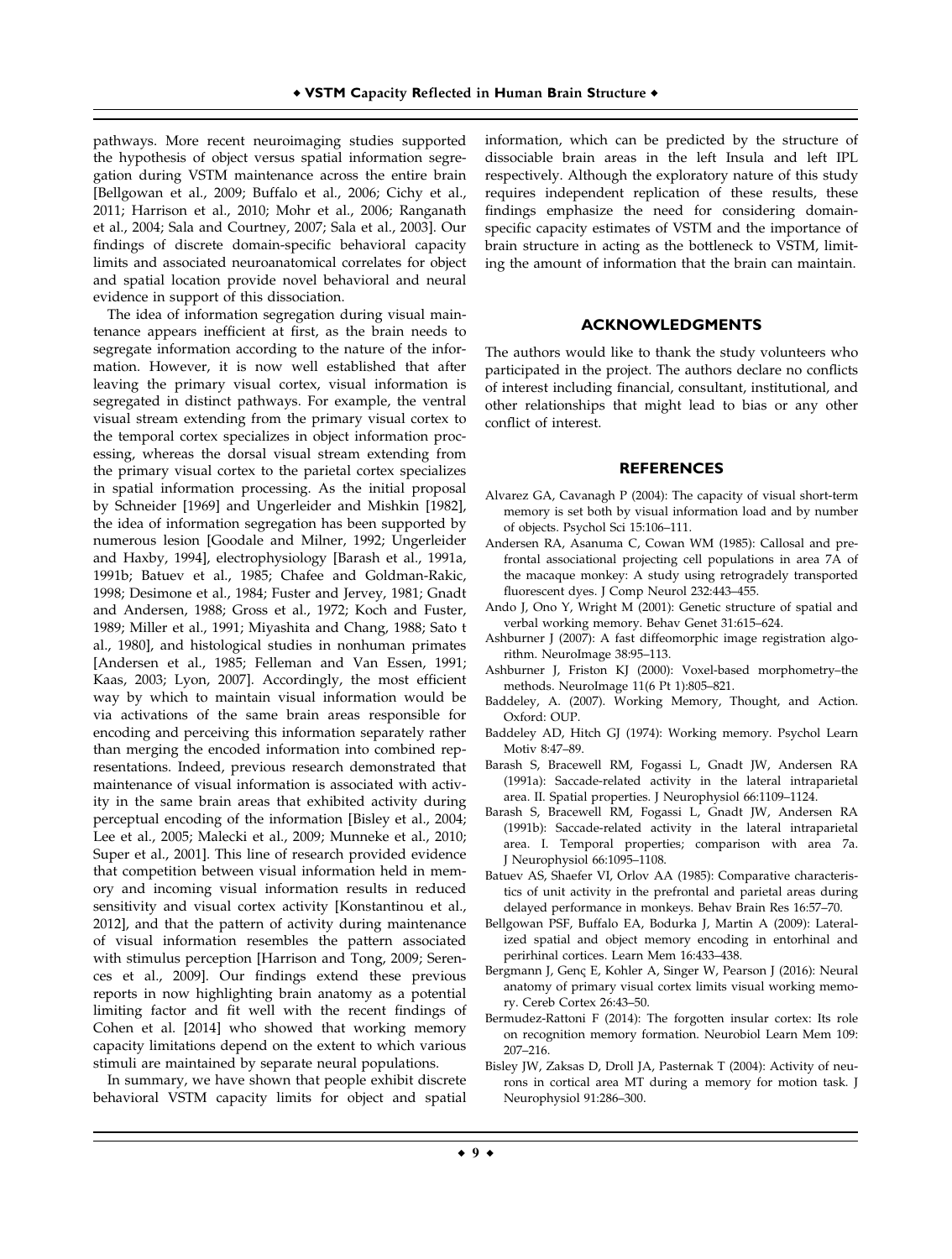pathways. More recent neuroimaging studies supported the hypothesis of object versus spatial information segregation during VSTM maintenance across the entire brain [Bellgowan et al., 2009; Buffalo et al., 2006; Cichy et al., 2011; Harrison et al., 2010; Mohr et al., 2006; Ranganath et al., 2004; Sala and Courtney, 2007; Sala et al., 2003]. Our findings of discrete domain-specific behavioral capacity limits and associated neuroanatomical correlates for object and spatial location provide novel behavioral and neural evidence in support of this dissociation.

The idea of information segregation during visual maintenance appears inefficient at first, as the brain needs to segregate information according to the nature of the information. However, it is now well established that after leaving the primary visual cortex, visual information is segregated in distinct pathways. For example, the ventral visual stream extending from the primary visual cortex to the temporal cortex specializes in object information processing, whereas the dorsal visual stream extending from the primary visual cortex to the parietal cortex specializes in spatial information processing. As the initial proposal by Schneider [1969] and Ungerleider and Mishkin [1982], the idea of information segregation has been supported by numerous lesion [Goodale and Milner, 1992; Ungerleider and Haxby, 1994], electrophysiology [Barash et al., 1991a, 1991b; Batuev et al., 1985; Chafee and Goldman-Rakic, 1998; Desimone et al., 1984; Fuster and Jervey, 1981; Gnadt and Andersen, 1988; Gross et al., 1972; Koch and Fuster, 1989; Miller et al., 1991; Miyashita and Chang, 1988; Sato t al., 1980], and histological studies in nonhuman primates [Andersen et al., 1985; Felleman and Van Essen, 1991; Kaas, 2003; Lyon, 2007]. Accordingly, the most efficient way by which to maintain visual information would be via activations of the same brain areas responsible for encoding and perceiving this information separately rather than merging the encoded information into combined representations. Indeed, previous research demonstrated that maintenance of visual information is associated with activity in the same brain areas that exhibited activity during perceptual encoding of the information [Bisley et al., 2004; Lee et al., 2005; Malecki et al., 2009; Munneke et al., 2010; Super et al., 2001]. This line of research provided evidence that competition between visual information held in memory and incoming visual information results in reduced sensitivity and visual cortex activity [Konstantinou et al., 2012], and that the pattern of activity during maintenance of visual information resembles the pattern associated with stimulus perception [Harrison and Tong, 2009; Serences et al., 2009]. Our findings extend these previous reports in now highlighting brain anatomy as a potential limiting factor and fit well with the recent findings of Cohen et al. [2014] who showed that working memory capacity limitations depend on the extent to which various stimuli are maintained by separate neural populations.

In summary, we have shown that people exhibit discrete behavioral VSTM capacity limits for object and spatial information, which can be predicted by the structure of dissociable brain areas in the left Insula and left IPL respectively. Although the exploratory nature of this study requires independent replication of these results, these findings emphasize the need for considering domain-specific capacity estimates of VSTM and the importance of brain structure in acting as the bottleneck to VSTM, limiting the amount of information that the brain can maintain.

## ACKNOWLEDGMENTS

The authors would like to thank the study volunteers who participated in the project. The authors declare no conflicts of interest including financial, consultant, institutional, and other relationships that might lead to bias or any other conflict of interest.

## REFERENCES

- Alvarez GA, Cavanagh P (2004): The capacity of visual short-term memory is set both by visual information load and by number of objects. Psychol Sci 15:106–111.
- Andersen RA, Asanuma C, Cowan WM (1985): Callosal and prefrontal associational projecting cell populations in area 7A of the macaque monkey: A study using retrogradely transported fluorescent dyes. J Comp Neurol 232:443–455.
- Ando J, Ono Y, Wright M (2001): Genetic structure of spatial and verbal working memory. Behav Genet 31:615–624.
- Ashburner J (2007): A fast diffeomorphic image registration algorithm. NeuroImage 38:95–113.
- Ashburner J, Friston KJ (2000): Voxel-based morphometry–the methods. NeuroImage 11(6 Pt 1):805–821.
- Baddeley, A. (2007). Working Memory, Thought, and Action. Oxford: OUP.
- Baddeley AD, Hitch GJ (1974): Working memory. Psychol Learn Motiv 8:47–89.
- Barash S, Bracewell RM, Fogassi L, Gnadt JW, Andersen RA (1991a): Saccade-related activity in the lateral intraparietal area. II. Spatial properties. J Neurophysiol 66:1109–1124.
- Barash S, Bracewell RM, Fogassi L, Gnadt JW, Andersen RA (1991b): Saccade-related activity in the lateral intraparietal area. I. Temporal properties; comparison with area 7a. J Neurophysiol 66:1095–1108.
- Batuev AS, Shaefer VI, Orlov AA (1985): Comparative characteristics of unit activity in the prefrontal and parietal areas during delayed performance in monkeys. Behav Brain Res 16:57–70.
- Bellgowan PSF, Buffalo EA, Bodurka J, Martin A (2009): Lateralized spatial and object memory encoding in entorhinal and perirhinal cortices. Learn Mem 16:433–438.
- Bergmann J, Genç E, Kohler A, Singer W, Pearson J (2016): Neural anatomy of primary visual cortex limits visual working memory. Cereb Cortex 26:43–50.
- Bermudez-Rattoni F (2014): The forgotten insular cortex: Its role on recognition memory formation. Neurobiol Learn Mem 109: 207–216.
- Bisley JW, Zaksas D, Droll JA, Pasternak T (2004): Activity of neurons in cortical area MT during a memory for motion task. J Neurophysiol 91:286–300.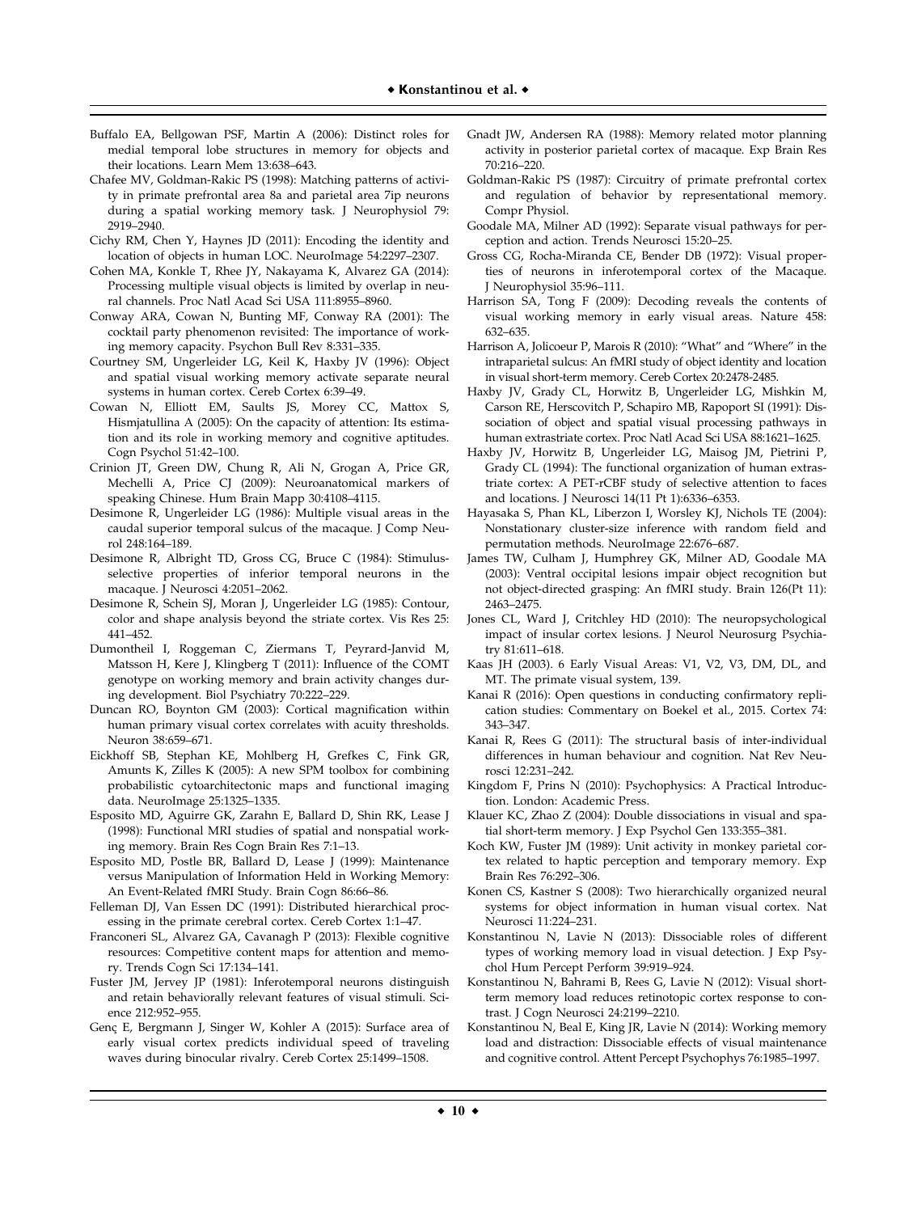Buffalo EA, Bellgowan PSF, Martin A (2006): Distinct roles for medial temporal lobe structures in memory for objects and their locations. Learn Mem 13:638–643.

Chafee MV, Goldman-Rakic PS (1998): Matching patterns of activity in primate prefrontal area 8a and parietal area 7ip neurons during a spatial working memory task. J Neurophysiol 79: 2919–2940.

Cichy RM, Chen Y, Haynes JD (2011): Encoding the identity and location of objects in human LOC. NeuroImage 54:2297–2307.

Cohen MA, Konkle T, Rhee JY, Nakayama K, Alvarez GA (2014): Processing multiple visual objects is limited by overlap in neural channels. Proc Natl Acad Sci USA 111:8955–8960.

Conway ARA, Cowan N, Bunting MF, Conway RA (2001): The cocktail party phenomenon revisited: The importance of working memory capacity. Psychon Bull Rev 8:331–335.

Courtney SM, Ungerleider LG, Keil K, Haxby JV (1996): Object and spatial visual working memory activate separate neural systems in human cortex. Cereb Cortex 6:39–49.

Cowan N, Elliott EM, Saults JS, Morey CC, Mattox S, Hismjatullina A (2005): On the capacity of attention: Its estimation and its role in working memory and cognitive aptitudes. Cogn Psychol 51:42–100.

Crinion JT, Green DW, Chung R, Ali N, Grogan A, Price GR, Mechelli A, Price CJ (2009): Neuroanatomical markers of speaking Chinese. Hum Brain Mapp 30:4108–4115.

Desimone R, Ungerleider LG (1986): Multiple visual areas in the caudal superior temporal sulcus of the macaque. J Comp Neurol 248:164–189.

Desimone R, Albright TD, Gross CG, Bruce C (1984): Stimulus-selective properties of inferior temporal neurons in the macaque. J Neurosci 4:2051–2062.

Desimone R, Schein SJ, Moran J, Ungerleider LG (1985): Contour, color and shape analysis beyond the striate cortex. Vis Res 25: 441–452.

Dumontheil I, Roggeman C, Ziermans T, Peyrard-Janvid M, Matsson H, Kere J, Klingberg T (2011): Influence of the COMT genotype on working memory and brain activity changes during development. Biol Psychiatry 70:222–229.

Duncan RO, Boynton GM (2003): Cortical magnification within human primary visual cortex correlates with acuity thresholds. Neuron 38:659–671.

Eickhoff SB, Stephan KE, Mohlberg H, Grefkes C, Fink GR, Amunts K, Zilles K (2005): A new SPM toolbox for combining probabilistic cytoarchitectonic maps and functional imaging data. NeuroImage 25:1325–1335.

Esposito MD, Aguirre GK, Zarahn E, Ballard D, Shin RK, Lease J (1998): Functional MRI studies of spatial and nonspatial working memory. Brain Res Cogn Brain Res 7:1–13.

Esposito MD, Postle BR, Ballard D, Lease J (1999): Maintenance versus Manipulation of Information Held in Working Memory: An Event-Related fMRI Study. Brain Cogn 86:66–86.

Felleman DJ, Van Essen DC (1991): Distributed hierarchical processing in the primate cerebral cortex. Cereb Cortex 1:1–47.

Franconeri SL, Alvarez GA, Cavanagh P (2013): Flexible cognitive resources: Competitive content maps for attention and memory. Trends Cogn Sci 17:134–141.

Fuster JM, Jervey JP (1981): Inferotemporal neurons distinguish and retain behaviorally relevant features of visual stimuli. Science 212:952–955.

Genç E, Bergmann J, Singer W, Kohler A (2015): Surface area of early visual cortex predicts individual speed of traveling waves during binocular rivalry. Cereb Cortex 25:1499–1508.

Gnadt JW, Andersen RA (1988): Memory related motor planning activity in posterior parietal cortex of macaque. Exp Brain Res 70:216–220.

Goldman-Rakic PS (1987): Circuitry of primate prefrontal cortex and regulation of behavior by representational memory. Compr Physiol.

Goodale MA, Milner AD (1992): Separate visual pathways for perception and action. Trends Neurosci 15:20–25.

Gross CG, Rocha-Miranda CE, Bender DB (1972): Visual properties of neurons in inferotemporal cortex of the Macaque. J Neurophysiol 35:96–111.

Harrison SA, Tong F (2009): Decoding reveals the contents of visual working memory in early visual areas. Nature 458: 632–635.

Harrison A, Jolicoeur P, Marois R (2010): "What" and "Where" in the intraparietal sulcus: An fMRI study of object identity and location in visual short-term memory. Cereb Cortex 20:2478-2485.

Haxby JV, Grady CL, Horwitz B, Ungerleider LG, Mishkin M, Carson RE, Herscovitch P, Schapiro MB, Rapoport SI (1991): Dissociation of object and spatial visual processing pathways in human extrastriate cortex. Proc Natl Acad Sci USA 88:1621–1625.

Haxby JV, Horwitz B, Ungerleider LG, Maisog JM, Pietrini P, Grady CL (1994): The functional organization of human extrastriate cortex: A PET-rCBF study of selective attention to faces and locations. J Neurosci 14(11 Pt 1):6336–6353.

Hayasaka S, Phan KL, Liberzon I, Worsley KJ, Nichols TE (2004): Nonstationary cluster-size inference with random field and permutation methods. NeuroImage 22:676–687.

James TW, Culham J, Humphrey GK, Milner AD, Goodale MA (2003): Ventral occipital lesions impair object recognition but not object-directed grasping: An fMRI study. Brain 126(Pt 11): 2463–2475.

Jones CL, Ward J, Critchley HD (2010): The neuropsychological impact of insular cortex lesions. J Neurol Neurosurg Psychiatry 81:611–618.

Kaas JH (2003). 6 Early Visual Areas: V1, V2, V3, DM, DL, and MT. The primate visual system, 139.

Kanai R (2016): Open questions in conducting confirmatory replication studies: Commentary on Boekel et al., 2015. Cortex 74: 343–347.

Kanai R, Rees G (2011): The structural basis of inter-individual differences in human behaviour and cognition. Nat Rev Neurosci 12:231–242.

Kingdom F, Prins N (2010): Psychophysics: A Practical Introduction. London: Academic Press.

Klauer KC, Zhao Z (2004): Double dissociations in visual and spatial short-term memory. J Exp Psychol Gen 133:355–381.

Koch KW, Fuster JM (1989): Unit activity in monkey parietal cortex related to haptic perception and temporary memory. Exp Brain Res 76:292–306.

Konen CS, Kastner S (2008): Two hierarchically organized neural systems for object information in human visual cortex. Nat Neurosci 11:224–231.

Konstantinou N, Lavie N (2013): Dissociable roles of different types of working memory load in visual detection. J Exp Psychol Hum Percept Perform 39:919–924.

Konstantinou N, Bahrami B, Rees G, Lavie N (2012): Visual short-term memory load reduces retinotopic cortex response to contrast. J Cogn Neurosci 24:2199–2210.

Konstantinou N, Beal E, King JR, Lavie N (2014): Working memory load and distraction: Dissociable effects of visual maintenance and cognitive control. Attent Percept Psychophys 76:1985–1997.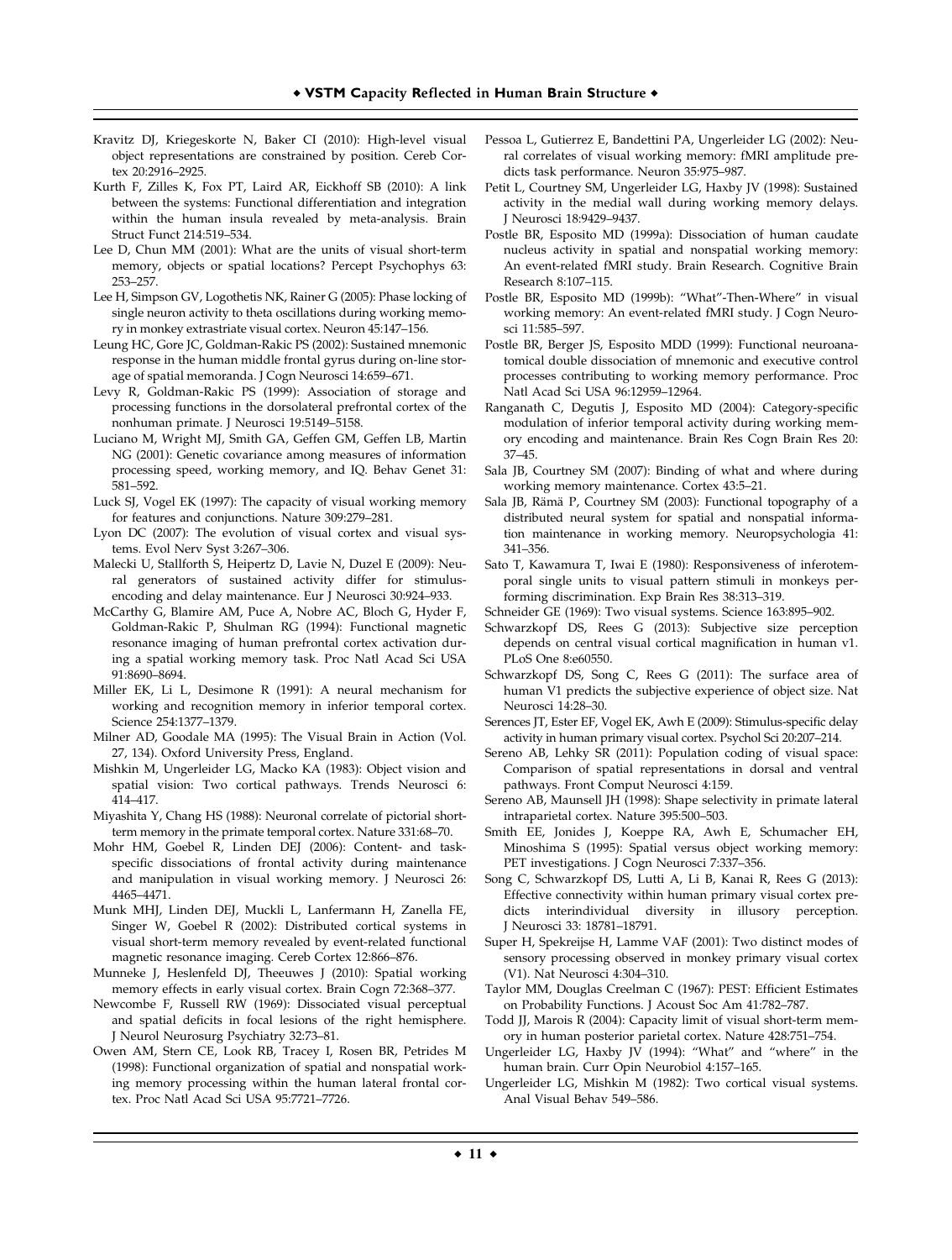Kravitz DJ, Kriegeskorte N, Baker CI (2010): High-level visual object representations are constrained by position. Cereb Cortex 20:2916–2925.

Kurth F, Zilles K, Fox PT, Laird AR, Eickhoff SB (2010): A link between the systems: Functional differentiation and integration within the human insula revealed by meta-analysis. Brain Struct Funct 214:519–534.

Lee D, Chun MM (2001): What are the units of visual short-term memory, objects or spatial locations? Percept Psychophys 63: 253–257.

Lee H, Simpson GV, Logothetis NK, Rainer G (2005): Phase locking of single neuron activity to theta oscillations during working memory in monkey extrastriate visual cortex. Neuron 45:147–156.

Leung HC, Gore JC, Goldman-Rakic PS (2002): Sustained mnemonic response in the human middle frontal gyrus during on-line storage of spatial memoranda. J Cogn Neurosci 14:659–671.

Levy R, Goldman-Rakic PS (1999): Association of storage and processing functions in the dorsolateral prefrontal cortex of the nonhuman primate. J Neurosci 19:5149–5158.

Luciano M, Wright MJ, Smith GA, Geffen GM, Geffen LB, Martin NG (2001): Genetic covariance among measures of information processing speed, working memory, and IQ. Behav Genet 31: 581–592.

Luck SJ, Vogel EK (1997): The capacity of visual working memory for features and conjunctions. Nature 309:279–281.

Lyon DC (2007): The evolution of visual cortex and visual systems. Evol Nerv Syst 3:267–306.

Malecki U, Stallforth S, Heipertz D, Lavie N, Duzel E (2009): Neural generators of sustained activity differ for stimulus-encoding and delay maintenance. Eur J Neurosci 30:924–933.

McCarthy G, Blamire AM, Puce A, Nobre AC, Bloch G, Hyder F, Goldman-Rakic P, Shulman RG (1994): Functional magnetic resonance imaging of human prefrontal cortex activation during a spatial working memory task. Proc Natl Acad Sci USA 91:8690–8694.

Miller EK, Li L, Desimone R (1991): A neural mechanism for working and recognition memory in inferior temporal cortex. Science 254:1377–1379.

Milner AD, Goodale MA (1995): The Visual Brain in Action (Vol. 27, 134). Oxford University Press, England.

Mishkin M, Ungerleider LG, Macko KA (1983): Object vision and spatial vision: Two cortical pathways. Trends Neurosci 6: 414–417.

Miyashita Y, Chang HS (1988): Neuronal correlate of pictorial short-term memory in the primate temporal cortex. Nature 331:68–70.

Mohr HM, Goebel R, Linden DEJ (2006): Content- and task-specific dissociations of frontal activity during maintenance and manipulation in visual working memory. J Neurosci 26: 4465–4471.

Munk MHJ, Linden DEJ, Muckli L, Lanfermann H, Zanella FE, Singer W, Goebel R (2002): Distributed cortical systems in visual short-term memory revealed by event-related functional magnetic resonance imaging. Cereb Cortex 12:866–876.

Munneke J, Heslenfeld DJ, Theeuwes J (2010): Spatial working memory effects in early visual cortex. Brain Cogn 72:368–377.

Newcombe F, Russell RW (1969): Dissociated visual perceptual and spatial deficits in focal lesions of the right hemisphere. J Neurol Neurosurg Psychiatry 32:73–81.

Owen AM, Stern CE, Look RB, Tracey I, Rosen BR, Petrides M (1998): Functional organization of spatial and nonspatial working memory processing within the human lateral frontal cortex. Proc Natl Acad Sci USA 95:7721–7726.

Pessoa L, Gutierrez E, Bandettini PA, Ungerleider LG (2002): Neural correlates of visual working memory: fMRI amplitude predicts task performance. Neuron 35:975–987.

Petit L, Courtney SM, Ungerleider LG, Haxby JV (1998): Sustained activity in the medial wall during working memory delays. J Neurosci 18:9429–9437.

Postle BR, Esposito MD (1999a): Dissociation of human caudate nucleus activity in spatial and nonspatial working memory: An event-related fMRI study. Brain Research. Cognitive Brain Research 8:107–115.

Postle BR, Esposito MD (1999b): "What"-Then-Where" in visual working memory: An event-related fMRI study. J Cogn Neurosci 11:585–597.

Postle BR, Berger JS, Esposito MDD (1999): Functional neuroanatomical double dissociation of mnemonic and executive control processes contributing to working memory performance. Proc Natl Acad Sci USA 96:12959–12964.

Ranganath C, Degutis J, Esposito MD (2004): Category-specific modulation of inferior temporal activity during working memory encoding and maintenance. Brain Res Cogn Brain Res 20: 37–45.

Sala JB, Courtney SM (2007): Binding of what and where during working memory maintenance. Cortex 43:5–21.

Sala JB, Rämä P, Courtney SM (2003): Functional topography of a distributed neural system for spatial and nonspatial information maintenance in working memory. Neuropsychologia 41: 341–356.

Sato T, Kawamura T, Iwai E (1980): Responsiveness of inferotemporal single units to visual pattern stimuli in monkeys performing discrimination. Exp Brain Res 38:313–319.

Schneider GE (1969): Two visual systems. Science 163:895–902.

Schwarzkopf DS, Rees G (2013): Subjective size perception depends on central visual cortical magnification in human v1. PLoS One 8:e60550.

Schwarzkopf DS, Song C, Rees G (2011): The surface area of human V1 predicts the subjective experience of object size. Nat Neurosci 14:28–30.

Serences JT, Ester EF, Vogel EK, Awh E (2009): Stimulus-specific delay activity in human primary visual cortex. Psychol Sci 20:207–214.

Sereno AB, Lehky SR (2011): Population coding of visual space: Comparison of spatial representations in dorsal and ventral pathways. Front Comput Neurosci 4:159.

Sereno AB, Maunsell JH (1998): Shape selectivity in primate lateral intraparietal cortex. Nature 395:500–503.

Smith EE, Jonides J, Koeppe RA, Awh E, Schumacher EH, Minoshima S (1995): Spatial versus object working memory: PET investigations. J Cogn Neurosci 7:337–356.

Song C, Schwarzkopf DS, Lutti A, Li B, Kanai R, Rees G (2013): Effective connectivity within human primary visual cortex predicts interindividual diversity in illusory perception. J Neurosci 33: 18781–18791.

Super H, Spekreijse H, Lamme VAF (2001): Two distinct modes of sensory processing observed in monkey primary visual cortex (V1). Nat Neurosci 4:304–310.

Taylor MM, Douglas Creelman C (1967): PEST: Efficient Estimates on Probability Functions. J Acoust Soc Am 41:782–787.

Todd JJ, Marois R (2004): Capacity limit of visual short-term memory in human posterior parietal cortex. Nature 428:751–754.

Ungerleider LG, Haxby JV (1994): "What" and "where" in the human brain. Curr Opin Neurobiol 4:157–165.

Ungerleider LG, Mishkin M (1982): Two cortical visual systems. Anal Visual Behav 549–586.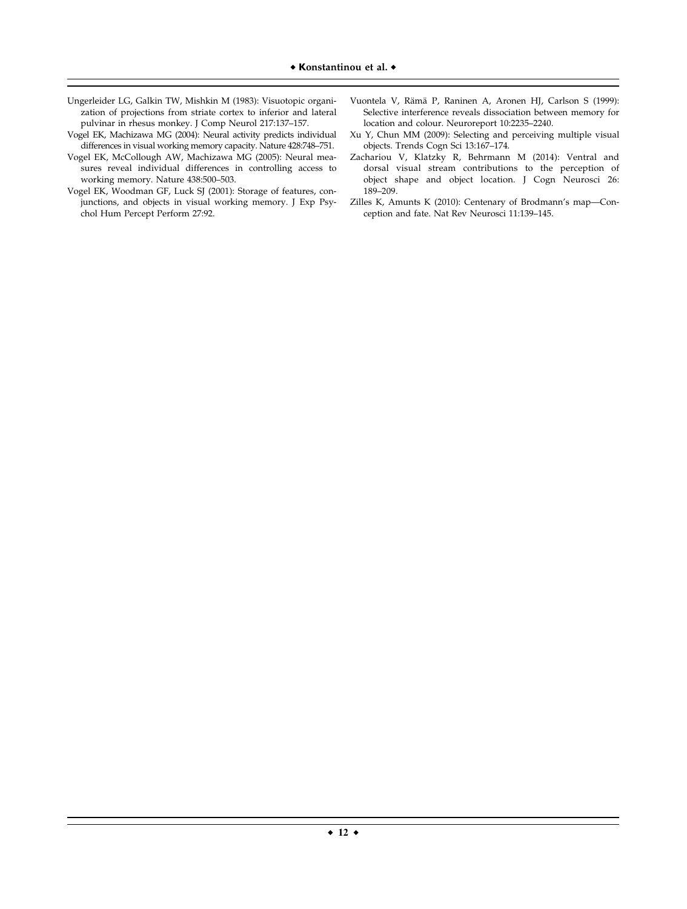Ungerleider LG, Galkin TW, Mishkin M (1983): Visuotopic organization of projections from striate cortex to inferior and lateral pulvinar in rhesus monkey. J Comp Neurol 217:137–157.

Vogel EK, Machizawa MG (2004): Neural activity predicts individual differences in visual working memory capacity. Nature 428:748–751.

Vogel EK, McCollough AW, Machizawa MG (2005): Neural measures reveal individual differences in controlling access to working memory. Nature 438:500–503.

Vogel EK, Woodman GF, Luck SJ (2001): Storage of features, conjunctions, and objects in visual working memory. J Exp Psychol Hum Percept Perform 27:92.

Vuontela V, Rämä P, Raninen A, Aronen HJ, Carlson S (1999): Selective interference reveals dissociation between memory for location and colour. Neuroreport 10:2235–2240.

Xu Y, Chun MM (2009): Selecting and perceiving multiple visual objects. Trends Cogn Sci 13:167–174.

Zachariou V, Klatzky R, Behrmann M (2014): Ventral and dorsal visual stream contributions to the perception of object shape and object location. J Cogn Neurosci 26: 189–209.

Zilles K, Amunts K (2010): Centenary of Brodmann's map—Conception and fate. Nat Rev Neurosci 11:139–145.